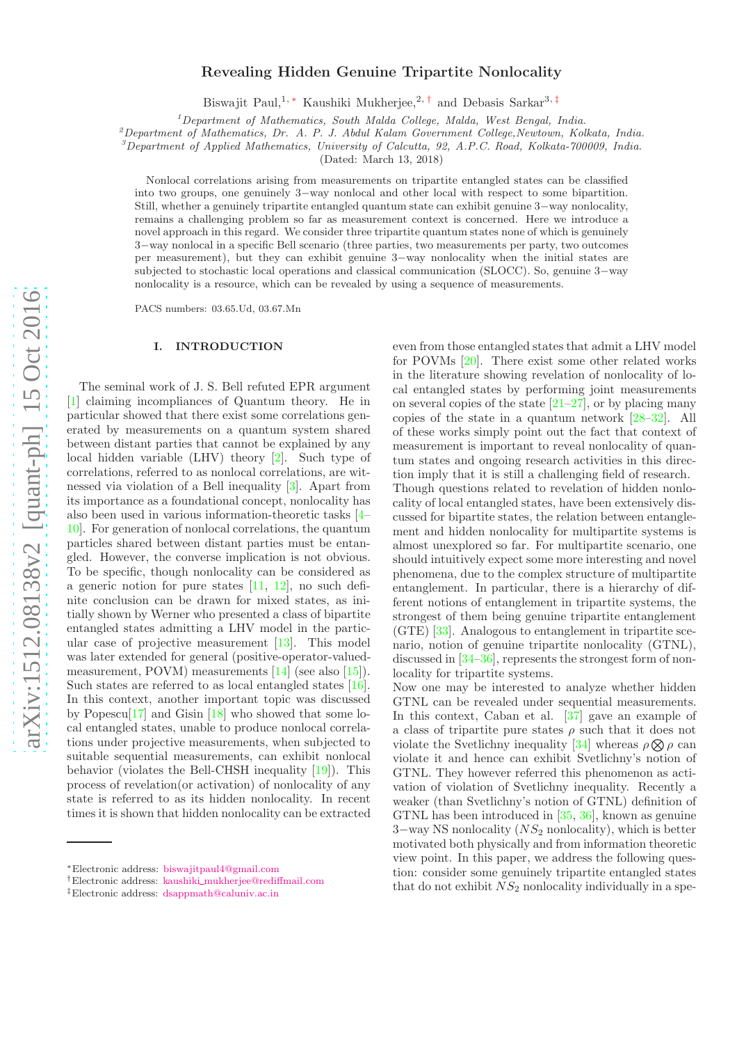# Revealing Hidden Genuine Tripartite Nonlocality

Biswajit Paul,[1,*] Kaushiki Mukherjee,[2,†] and Debasis Sarkar[3,‡]

[1]Department of Mathematics, South Malda College, Malda, West Bengal, India.
[2]Department of Mathematics, Dr. A. P. J. Abdul Kalam Government College,Newtown, Kolkata, India.
[3]Department of Applied Mathematics, University of Calcutta, 92, A.P.C. Road, Kolkata-700009, India.

(Dated: March 13, 2018)

Nonlocal correlations arising from measurements on tripartite entangled states can be classified into two groups, one genuinely 3−way nonlocal and other local with respect to some bipartition. Still, whether a genuinely tripartite entangled quantum state can exhibit genuine 3−way nonlocality, remains a challenging problem so far as measurement context is concerned. Here we introduce a novel approach in this regard. We consider three tripartite quantum states none of which is genuinely 3−way nonlocal in a specific Bell scenario (three parties, two measurements per party, two outcomes per measurement), but they can exhibit genuine 3−way nonlocality when the initial states are subjected to stochastic local operations and classical communication (SLOCC). So, genuine 3−way nonlocality is a resource, which can be revealed by using a sequence of measurements.

PACS numbers: 03.65.Ud, 03.67.Mn

## I. INTRODUCTION

The seminal work of J. S. Bell refuted EPR argument [1] claiming incompliances of Quantum theory. He in particular showed that there exist some correlations generated by measurements on a quantum system shared between distant parties that cannot be explained by any local hidden variable (LHV) theory [2]. Such type of correlations, referred to as nonlocal correlations, are witnessed via violation of a Bell inequality [3]. Apart from its importance as a foundational concept, nonlocality has also been used in various information-theoretic tasks [4–10]. For generation of nonlocal correlations, the quantum particles shared between distant parties must be entangled. However, the converse implication is not obvious. To be specific, though nonlocality can be considered as a generic notion for pure states [11, 12], no such definite conclusion can be drawn for mixed states, as initially shown by Werner who presented a class of bipartite entangled states admitting a LHV model in the particular case of projective measurement [13]. This model was later extended for general (positive-operator-valued-measurement, POVM) measurements [14] (see also [15]). Such states are referred to as local entangled states [16]. In this context, another important topic was discussed by Popescu[17] and Gisin [18] who showed that some local entangled states, unable to produce nonlocal correlations under projective measurements, when subjected to suitable sequential measurements, can exhibit nonlocal behavior (violates the Bell-CHSH inequality [19]). This process of revelation(or activation) of nonlocality of any state is referred to as its hidden nonlocality. In recent times it is shown that hidden nonlocality can be extracted even from those entangled states that admit a LHV model for POVMs [20]. There exist some other related works in the literature showing revelation of nonlocality of local entangled states by performing joint measurements on several copies of the state [21–27], or by placing many copies of the state in a quantum network [28–32]. All of these works simply point out the fact that context of measurement is important to reveal nonlocality of quantum states and ongoing research activities in this direction imply that it is still a challenging field of research.

Though questions related to revelation of hidden nonlocality of local entangled states, have been extensively discussed for bipartite states, the relation between entanglement and hidden nonlocality for multipartite systems is almost unexplored so far. For multipartite scenario, one should intuitively expect some more interesting and novel phenomena, due to the complex structure of multipartite entanglement. In particular, there is a hierarchy of different notions of entanglement in tripartite systems, the strongest of them being genuine tripartite entanglement (GTE) [33]. Analogous to entanglement in tripartite scenario, notion of genuine tripartite nonlocality (GTNL), discussed in [34–36], represents the strongest form of nonlocality for tripartite systems.

Now one may be interested to analyze whether hidden GTNL can be revealed under sequential measurements. In this context, Caban et al. [37] gave an example of a class of tripartite pure states $\rho$ such that it does not violate the Svetlichny inequality [34] whereas $\rho \bigotimes \rho$ can violate it and hence can exhibit Svetlichny's notion of GTNL. They however referred this phenomenon as activation of violation of Svetlichny inequality. Recently a weaker (than Svetlichny's notion of GTNL) definition of GTNL has been introduced in [35, 36], known as genuine 3−way NS nonlocality ($NS_2$ nonlocality), which is better motivated both physically and from information theoretic view point. In this paper, we address the following question: consider some genuinely tripartite entangled states that do not exhibit $NS_2$ nonlocality individually in a spe-

*Electronic address: biswajitpaul4@gmail.com
†Electronic address: kaushiki_mukherjee@rediffmail.com
‡Electronic address: dsappmath@caluniv.ac.in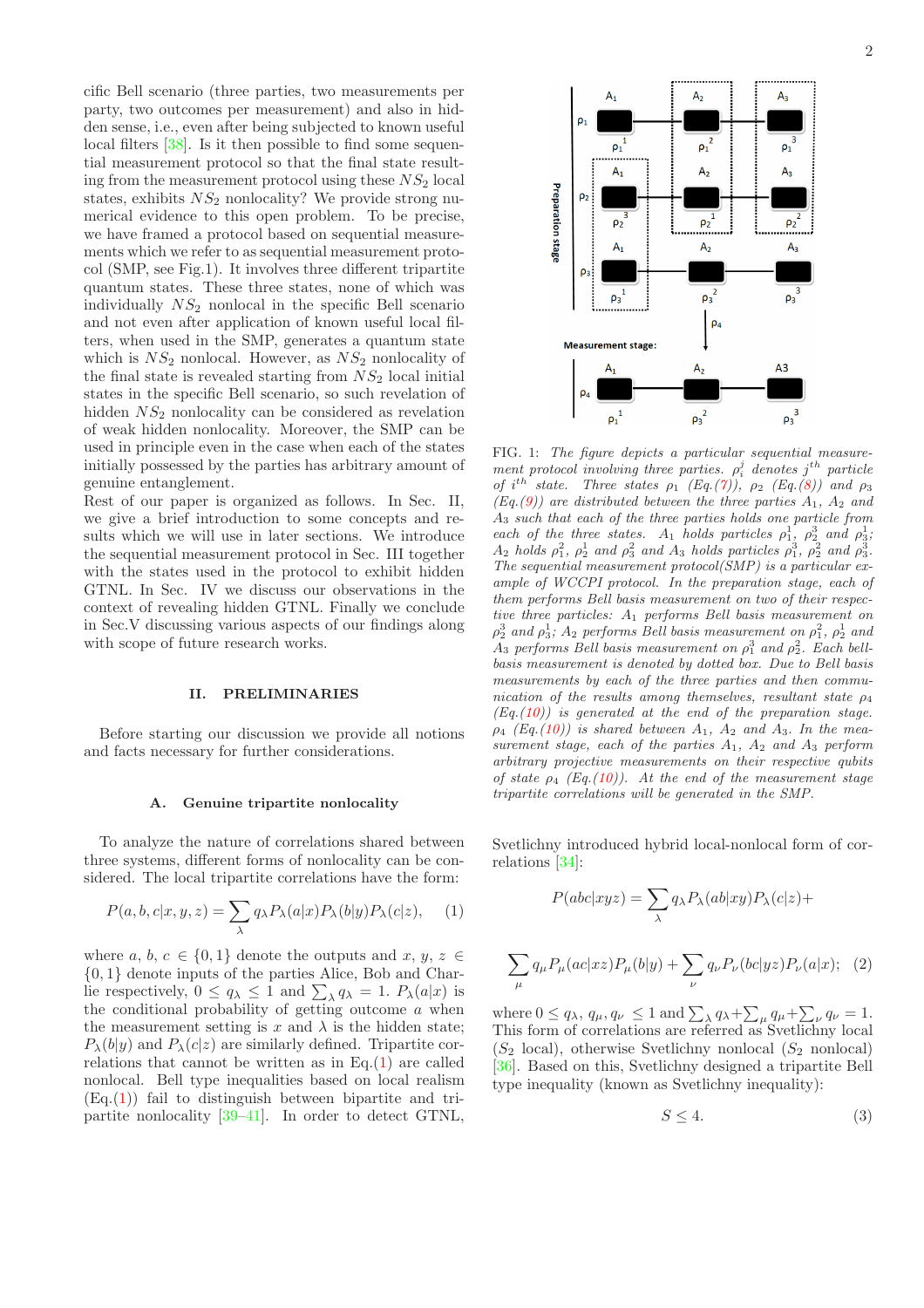cific Bell scenario (three parties, two measurements per party, two outcomes per measurement) and also in hidden sense, i.e., even after being subjected to known useful local filters [38]. Is it then possible to find some sequential measurement protocol so that the final state resulting from the measurement protocol using these $NS_2$ local states, exhibits $NS_2$ nonlocality? We provide strong numerical evidence to this open problem. To be precise, we have framed a protocol based on sequential measurements which we refer to as sequential measurement protocol (SMP, see Fig.1). It involves three different tripartite quantum states. These three states, none of which was individually $NS_2$ nonlocal in the specific Bell scenario and not even after application of known useful local filters, when used in the SMP, generates a quantum state which is $NS_2$ nonlocal. However, as $NS_2$ nonlocality of the final state is revealed starting from $NS_2$ local initial states in the specific Bell scenario, so such revelation of hidden $NS_2$ nonlocality can be considered as revelation of weak hidden nonlocality. Moreover, the SMP can be used in principle even in the case when each of the states initially possessed by the parties has arbitrary amount of genuine entanglement.

Rest of our paper is organized as follows. In Sec. II, we give a brief introduction to some concepts and results which we will use in later sections. We introduce the sequential measurement protocol in Sec. III together with the states used in the protocol to exhibit hidden GTNL. In Sec. IV we discuss our observations in the context of revealing hidden GTNL. Finally we conclude in Sec.V discussing various aspects of our findings along with scope of future research works.

## II. PRELIMINARIES

Before starting our discussion we provide all notions and facts necessary for further considerations.

### A. Genuine tripartite nonlocality

To analyze the nature of correlations shared between three systems, different forms of nonlocality can be considered. The local tripartite correlations have the form:

$$P(a,b,c|x,y,z) = \sum_{\lambda} q_{\lambda} P_{\lambda}(a|x) P_{\lambda}(b|y) P_{\lambda}(c|z), \quad (1)$$

where $a$, $b$, $c \in \{0,1\}$ denote the outputs and $x$, $y$, $z \in \{0,1\}$ denote inputs of the parties Alice, Bob and Charlie respectively, $0 \leq q_{\lambda} \leq 1$ and $\sum_{\lambda} q_{\lambda} = 1$. $P_{\lambda}(a|x)$ is the conditional probability of getting outcome $a$ when the measurement setting is $x$ and $\lambda$ is the hidden state; $P_{\lambda}(b|y)$ and $P_{\lambda}(c|z)$ are similarly defined. Tripartite correlations that cannot be written as in Eq.(1) are called nonlocal. Bell type inequalities based on local realism (Eq.(1)) fail to distinguish between bipartite and tripartite nonlocality [39–41]. In order to detect GTNL,

FIG. 1: *The figure depicts a particular sequential measurement protocol involving three parties. $\rho_i^j$ denotes $j^{th}$ particle of $i^{th}$ state. Three states $\rho_1$ (Eq.(7)), $\rho_2$ (Eq.(8)) and $\rho_3$ (Eq.(9)) are distributed between the three parties $A_1$, $A_2$ and $A_3$ such that each of the three parties holds one particle from each of the three states. $A_1$ holds particles $\rho_1^1$, $\rho_2^3$ and $\rho_3^1$; $A_2$ holds $\rho_1^2$, $\rho_2^1$ and $\rho_3^2$ and $A_3$ holds particles $\rho_1^3$, $\rho_2^2$ and $\rho_3^3$. The sequential measurement protocol(SMP) is a particular example of WCCPI protocol. In the preparation stage, each of them performs Bell basis measurement on two of their respective three particles: $A_1$ performs Bell basis measurement on $\rho_2^3$ and $\rho_3^1$; $A_2$ performs Bell basis measurement on $\rho_1^2$, $\rho_2^1$ and $A_3$ performs Bell basis measurement on $\rho_1^3$ and $\rho_2^2$. Each bell-basis measurement is denoted by dotted box. Due to Bell basis measurements by each of the three parties and then communication of the results among themselves, resultant state $\rho_4$ (Eq.(10)) is generated at the end of the preparation stage. $\rho_4$ (Eq.(10)) is shared between $A_1$, $A_2$ and $A_3$. In the measurement stage, each of the parties $A_1$, $A_2$ and $A_3$ perform arbitrary projective measurements on their respective qubits of state $\rho_4$ (Eq.(10)). At the end of the measurement stage tripartite correlations will be generated in the SMP.*

Svetlichny introduced hybrid local-nonlocal form of correlations [34]:

$$P(abc|xyz) = \sum_{\lambda} q_{\lambda} P_{\lambda}(ab|xy) P_{\lambda}(c|z) +$$

$$\sum_{\mu} q_{\mu} P_{\mu}(ac|xz) P_{\mu}(b|y) + \sum_{\nu} q_{\nu} P_{\nu}(bc|yz) P_{\nu}(a|x); \quad (2)$$

where $0 \leq q_{\lambda}, q_{\mu}, q_{\nu} \leq 1$ and $\sum_{\lambda} q_{\lambda} + \sum_{\mu} q_{\mu} + \sum_{\nu} q_{\nu} = 1$. This form of correlations are referred as Svetlichny local ($S_2$ local), otherwise Svetlichny nonlocal ($S_2$ nonlocal) [36]. Based on this, Svetlichny designed a tripartite Bell type inequality (known as Svetlichny inequality):

$$S \leq 4. \quad (3)$$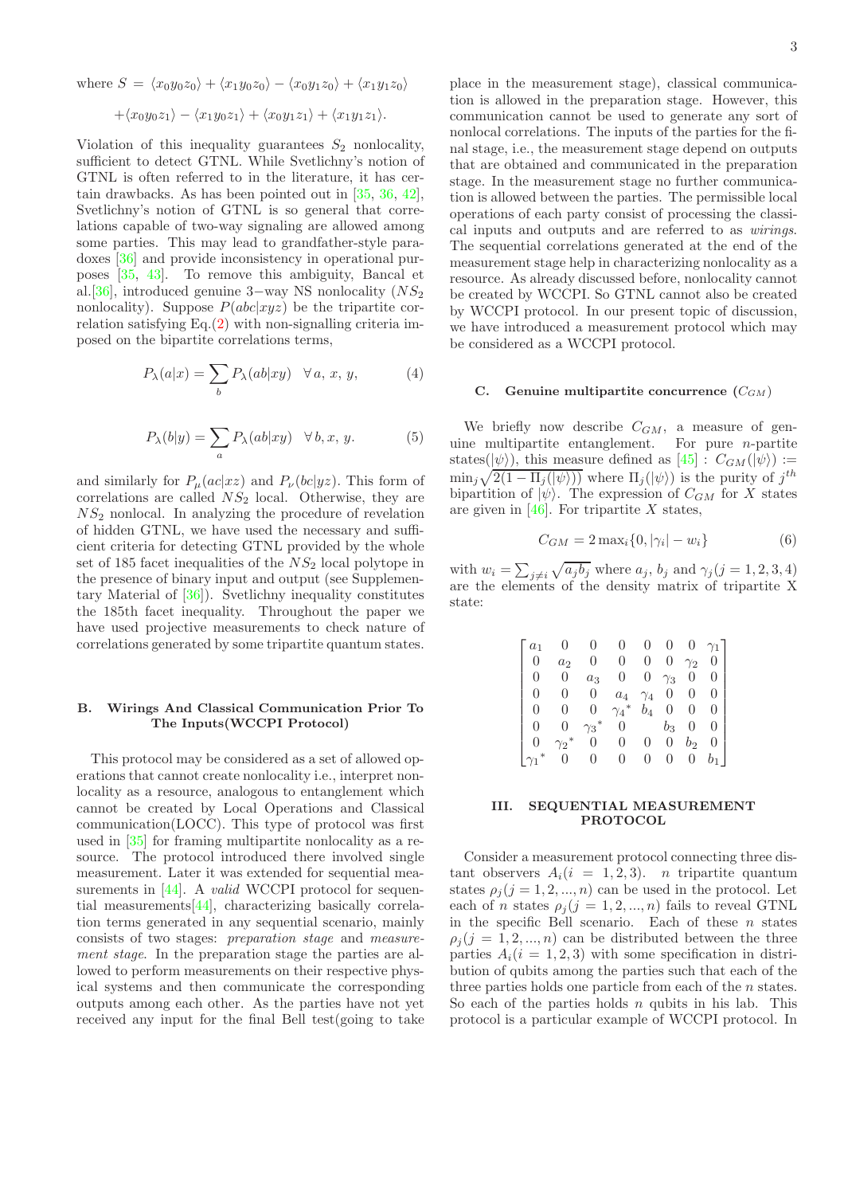where $S = \langle x_0y_0z_0\rangle + \langle x_1y_0z_0\rangle - \langle x_0y_1z_0\rangle + \langle x_1y_1z_0\rangle$

$$+\langle x_0y_0z_1\rangle - \langle x_1y_0z_1\rangle + \langle x_0y_1z_1\rangle + \langle x_1y_1z_1\rangle.$$

Violation of this inequality guarantees $S_2$ nonlocality, sufficient to detect GTNL. While Svetlichny's notion of GTNL is often referred to in the literature, it has certain drawbacks. As has been pointed out in [35, 36, 42], Svetlichny's notion of GTNL is so general that correlations capable of two-way signaling are allowed among some parties. This may lead to grandfather-style paradoxes [36] and provide inconsistency in operational purposes [35, 43]. To remove this ambiguity, Bancal et al.[36], introduced genuine 3−way NS nonlocality ($NS_2$ nonlocality). Suppose $P(abc|xyz)$ be the tripartite correlation satisfying Eq.(2) with non-signalling criteria imposed on the bipartite correlations terms,

$$P_\lambda(a|x) = \sum_b P_\lambda(ab|xy) \quad \forall\, a,\, x,\, y, \tag{4}$$

$$P_\lambda(b|y) = \sum_a P_\lambda(ab|xy) \quad \forall\, b, x,\, y. \tag{5}$$

and similarly for $P_\mu(ac|xz)$ and $P_\nu(bc|yz)$. This form of correlations are called $NS_2$ local. Otherwise, they are $NS_2$ nonlocal. In analyzing the procedure of revelation of hidden GTNL, we have used the necessary and sufficient criteria for detecting GTNL provided by the whole set of 185 facet inequalities of the $NS_2$ local polytope in the presence of binary input and output (see Supplementary Material of [36]). Svetlichny inequality constitutes the 185th facet inequality. Throughout the paper we have used projective measurements to check nature of correlations generated by some tripartite quantum states.

### B. Wirings And Classical Communication Prior To The Inputs(WCCPI Protocol)

This protocol may be considered as a set of allowed operations that cannot create nonlocality i.e., interpret nonlocality as a resource, analogous to entanglement which cannot be created by Local Operations and Classical communication(LOCC). This type of protocol was first used in [35] for framing multipartite nonlocality as a resource. The protocol introduced there involved single measurement. Later it was extended for sequential measurements in [44]. A *valid* WCCPI protocol for sequential measurements[44], characterizing basically correlation terms generated in any sequential scenario, mainly consists of two stages: *preparation stage* and *measurement stage*. In the preparation stage the parties are allowed to perform measurements on their respective physical systems and then communicate the corresponding outputs among each other. As the parties have not yet received any input for the final Bell test(going to take place in the measurement stage), classical communication is allowed in the preparation stage. However, this communication cannot be used to generate any sort of nonlocal correlations. The inputs of the parties for the final stage, i.e., the measurement stage depend on outputs that are obtained and communicated in the preparation stage. In the measurement stage no further communication is allowed between the parties. The permissible local operations of each party consist of processing the classical inputs and outputs and are referred to as *wirings*. The sequential correlations generated at the end of the measurement stage help in characterizing nonlocality as a resource. As already discussed before, nonlocality cannot be created by WCCPI protocol. So GTNL cannot also be created by WCCPI protocol. In our present topic of discussion, we have introduced a measurement protocol which may be considered as a WCCPI protocol.

### C. Genuine multipartite concurrence ($C_{GM}$)

We briefly now describe $C_{GM}$, a measure of genuine multipartite entanglement. For pure $n$-partite states($|\psi\rangle$), this measure defined as [45] : $C_{GM}(|\psi\rangle) := \min_j \sqrt{2(1 - \Pi_j(|\psi\rangle))}$ where $\Pi_j(|\psi\rangle)$ is the purity of $j^{th}$ bipartition of $|\psi\rangle$. The expression of $C_{GM}$ for $X$ states are given in [46]. For tripartite $X$ states,

$$C_{GM} = 2\max_i\{0, |\gamma_i| - w_i\} \tag{6}$$

with $w_i = \sum_{j\neq i}\sqrt{a_jb_j}$ where $a_j$, $b_j$ and $\gamma_j (j = 1, 2, 3, 4)$ are the elements of the density matrix of tripartite X state:

$$\begin{bmatrix} a_1 & 0 & 0 & 0 & 0 & 0 & 0 & \gamma_1 \\ 0 & a_2 & 0 & 0 & 0 & 0 & \gamma_2 & 0 \\ 0 & 0 & a_3 & 0 & 0 & \gamma_3 & 0 & 0 \\ 0 & 0 & 0 & a_4 & \gamma_4 & 0 & 0 & 0 \\ 0 & 0 & 0 & {\gamma_4}^* & b_4 & 0 & 0 & 0 \\ 0 & 0 & {\gamma_3}^* & 0 & & b_3 & 0 & 0 \\ 0 & {\gamma_2}^* & 0 & 0 & 0 & 0 & b_2 & 0 \\ {\gamma_1}^* & 0 & 0 & 0 & 0 & 0 & 0 & b_1 \end{bmatrix}$$

## III. SEQUENTIAL MEASUREMENT PROTOCOL

Consider a measurement protocol connecting three distant observers $A_i (i = 1, 2, 3)$. $n$ tripartite quantum states $\rho_j (j = 1, 2, ..., n)$ can be used in the protocol. Let each of $n$ states $\rho_j (j = 1, 2, ..., n)$ fails to reveal GTNL in the specific Bell scenario. Each of these $n$ states $\rho_j (j = 1, 2, ..., n)$ can be distributed between the three parties $A_i (i = 1, 2, 3)$ with some specification in distribution of qubits among the parties such that each of the three parties holds one particle from each of the $n$ states. So each of the parties holds $n$ qubits in his lab. This protocol is a particular example of WCCPI protocol. In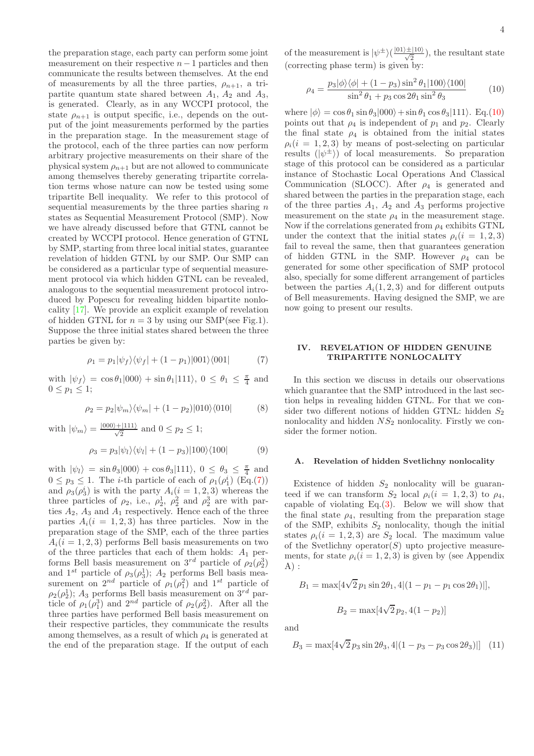the preparation stage, each party can perform some joint measurement on their respective $n-1$ particles and then communicate the results between themselves. At the end of measurements by all the three parties, $\rho_{n+1}$, a tripartite quantum state shared between $A_1$, $A_2$ and $A_3$, is generated. Clearly, as in any WCCPI protocol, the state $\rho_{n+1}$ is output specific, i.e., depends on the output of the joint measurements performed by the parties in the preparation stage. In the measurement stage of the protocol, each of the three parties can now perform arbitrary projective measurements on their share of the physical system $\rho_{n+1}$ but are not allowed to communicate among themselves thereby generating tripartite correlation terms whose nature can now be tested using some tripartite Bell inequality. We refer to this protocol of sequential measurements by the three parties sharing $n$ states as Sequential Measurement Protocol (SMP). Now we have already discussed before that GTNL cannot be created by WCCPI protocol. Hence generation of GTNL by SMP, starting from three local initial states, guarantee revelation of hidden GTNL by our SMP. Our SMP can be considered as a particular type of sequential measurement protocol via which hidden GTNL can be revealed, analogous to the sequential measurement protocol introduced by Popescu for revealing hidden bipartite nonlocality [17]. We provide an explicit example of revelation of hidden GTNL for $n=3$ by using our SMP(see Fig.1). Suppose the three initial states shared between the three parties be given by:

$$\rho_1 = p_1|\psi_f\rangle\langle\psi_f| + (1-p_1)|001\rangle\langle 001| \tag{7}$$

with $|\psi_f\rangle = \cos\theta_1|000\rangle + \sin\theta_1|111\rangle$, $0 \le \theta_1 \le \frac{\pi}{4}$ and $0 \le p_1 \le 1$;

$$\rho_2 = p_2|\psi_m\rangle\langle\psi_m| + (1-p_2)|010\rangle\langle 010| \tag{8}$$

with $|\psi_m\rangle = \frac{|000\rangle+|111\rangle}{\sqrt{2}}$ and $0 \le p_2 \le 1$;

$$\rho_3 = p_3|\psi_l\rangle\langle\psi_l| + (1-p_3)|100\rangle\langle 100| \tag{9}$$

with $|\psi_l\rangle = \sin\theta_3|000\rangle + \cos\theta_3|111\rangle$, $0 \le \theta_3 \le \frac{\pi}{4}$ and $0 \le p_3 \le 1$. The $i$-th particle of each of $\rho_1(\rho_1^i)$ (Eq.(7)) and $\rho_3(\rho_3^i)$ is with the party $A_i (i=1,2,3)$ whereas the three particles of $\rho_2$, i.e., $\rho_2^1$, $\rho_2^2$ and $\rho_2^3$ are with parties $A_2$, $A_3$ and $A_1$ respectively. Hence each of the three parties $A_i (i=1,2,3)$ has three particles. Now in the preparation stage of the SMP, each of the three parties $A_i (i=1,2,3)$ performs Bell basis measurements on two of the three particles that each of them holds: $A_1$ performs Bell basis measurement on $3^{rd}$ particle of $\rho_2(\rho_2^3)$ and $1^{st}$ particle of $\rho_3(\rho_3^1)$; $A_2$ performs Bell basis measurement on $2^{nd}$ particle of $\rho_1(\rho_1^2)$ and $1^{st}$ particle of $\rho_2(\rho_2^1)$; $A_3$ performs Bell basis measurement on $3^{rd}$ particle of $\rho_1(\rho_1^3)$ and $2^{nd}$ particle of $\rho_2(\rho_2^2)$. After all the three parties have performed Bell basis measurement on their respective particles, they communicate the results among themselves, as a result of which $\rho_4$ is generated at the end of the preparation stage. If the output of each of the measurement is $|\psi^{\pm}\rangle(\frac{|01\rangle \pm |10\rangle}{\sqrt{2}})$, the resultant state (correcting phase term) is given by:

$$\rho_4 = \frac{p_3|\phi\rangle\langle\phi| + (1-p_3)\sin^2\theta_1|100\rangle\langle 100|}{\sin^2\theta_1 + p_3\cos 2\theta_1 \sin^2\theta_3} \tag{10}$$

where $|\phi\rangle = \cos\theta_1\sin\theta_3|000\rangle + \sin\theta_1\cos\theta_3|111\rangle$. Eq.(10) points out that $\rho_4$ is independent of $p_1$ and $p_2$. Clearly the final state $\rho_4$ is obtained from the initial states $\rho_i (i=1,2,3)$ by means of post-selecting on particular results ($|\psi^{\pm}\rangle$) of local measurements. So preparation stage of this protocol can be considered as a particular instance of Stochastic Local Operations And Classical Communication (SLOCC). After $\rho_4$ is generated and shared between the parties in the preparation stage, each of the three parties $A_1$, $A_2$ and $A_3$ performs projective measurement on the state $\rho_4$ in the measurement stage. Now if the correlations generated from $\rho_4$ exhibits GTNL under the context that the initial states $\rho_i (i=1,2,3)$ fail to reveal the same, then that guarantees generation of hidden GTNL in the SMP. However $\rho_4$ can be generated for some other specification of SMP protocol also, specially for some different arrangement of particles between the parties $A_i(1,2,3)$ and for different outputs of Bell measurements. Having designed the SMP, we are now going to present our results.

## IV. REVELATION OF HIDDEN GENUINE TRIPARTITE NONLOCALITY

In this section we discuss in details our observations which guarantee that the SMP introduced in the last section helps in revealing hidden GTNL. For that we consider two different notions of hidden GTNL: hidden $S_2$ nonlocality and hidden $NS_2$ nonlocality. Firstly we consider the former notion.

### A. Revelation of hidden Svetlichny nonlocality

Existence of hidden $S_2$ nonlocality will be guaranteed if we can transform $S_2$ local $\rho_i (i=1,2,3)$ to $\rho_4$, capable of violating Eq.(3). Below we will show that the final state $\rho_4$, resulting from the preparation stage of the SMP, exhibits $S_2$ nonlocality, though the initial states $\rho_i (i=1,2,3)$ are $S_2$ local. The maximum value of the Svetlichny operator($S$) upto projective measurements, for state $\rho_i (i=1,2,3)$ is given by (see Appendix A) :

$$B_1 = \max[4\sqrt{2}\,p_1\sin 2\theta_1, 4|(1-p_1-p_1\cos 2\theta_1)|],$$

$$B_2 = \max[4\sqrt{2}\,p_2, 4(1-p_2)]$$

and

$$B_3 = \max[4\sqrt{2}\,p_3\sin 2\theta_3, 4|(1-p_3-p_3\cos 2\theta_3)|] \tag{11}$$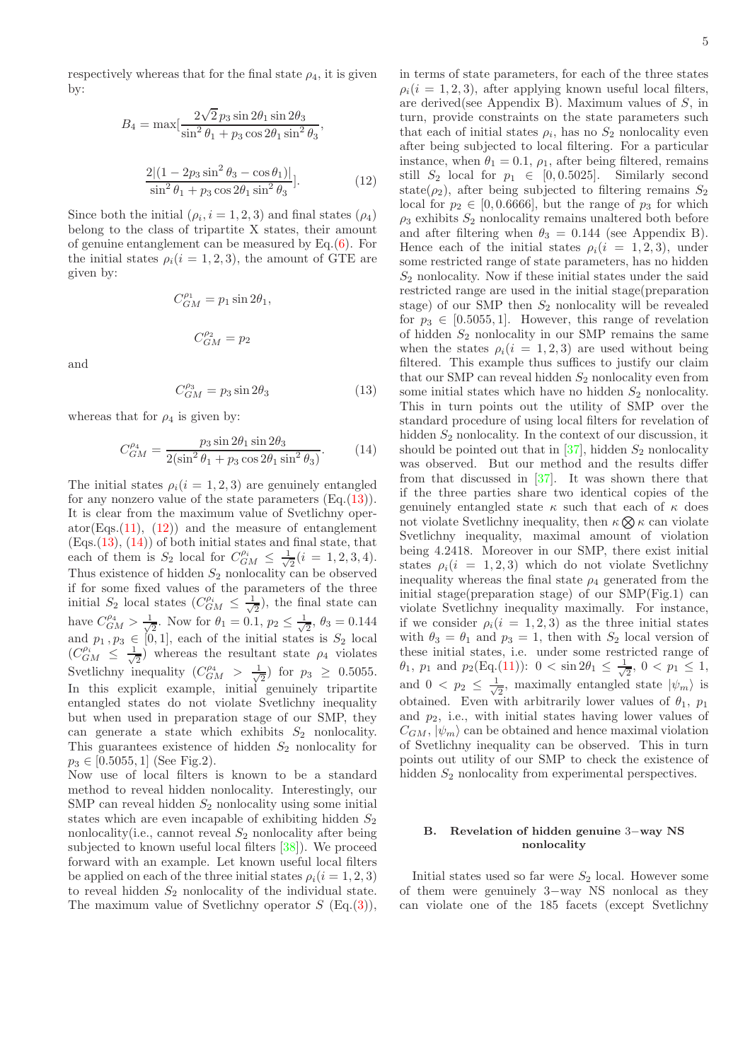respectively whereas that for the final state $\rho_4$, it is given by:

$$B_4 = \max[\frac{2\sqrt{2}p_3 \sin 2\theta_1 \sin 2\theta_3}{\sin^2\theta_1 + p_3\cos 2\theta_1 \sin^2\theta_3},$$

$$\frac{2|(1-2p_3\sin^2\theta_3 - \cos\theta_1)|}{\sin^2\theta_1 + p_3\cos 2\theta_1\sin^2\theta_3}]. \quad (12)$$

Since both the initial ($\rho_i, i=1,2,3$) and final states ($\rho_4$) belong to the class of tripartite X states, their amount of genuine entanglement can be measured by Eq.(6). For the initial states $\rho_i (i=1,2,3)$, the amount of GTE are given by:

$$C_{GM}^{\rho_1} = p_1 \sin 2\theta_1,$$

$$C_{GM}^{\rho_2} = p_2$$

and

$$C_{GM}^{\rho_3} = p_3 \sin 2\theta_3 \quad (13)$$

whereas that for $\rho_4$ is given by:

$$C_{GM}^{\rho_4} = \frac{p_3 \sin 2\theta_1 \sin 2\theta_3}{2(\sin^2\theta_1 + p_3\cos 2\theta_1 \sin^2\theta_3)}. \quad (14)$$

The initial states $\rho_i (i=1,2,3)$ are genuinely entangled for any nonzero value of the state parameters (Eq.(13)). It is clear from the maximum value of Svetlichny operator(Eqs.(11), (12)) and the measure of entanglement (Eqs.(13), (14)) of both initial states and final state, that each of them is $S_2$ local for $C_{GM}^{\rho_i} \leq \frac{1}{\sqrt{2}} (i=1,2,3,4)$. Thus existence of hidden $S_2$ nonlocality can be observed if for some fixed values of the parameters of the three initial $S_2$ local states ($C_{GM}^{\rho_i} \leq \frac{1}{\sqrt{2}}$), the final state can have $C_{GM}^{\rho_4} > \frac{1}{\sqrt{2}}$. Now for $\theta_1 = 0.1$, $p_2 \leq \frac{1}{\sqrt{2}}$, $\theta_3 = 0.144$ and $p_1, p_3 \in [0,1]$, each of the initial states is $S_2$ local ($C_{GM}^{\rho_i} \leq \frac{1}{\sqrt{2}}$) whereas the resultant state $\rho_4$ violates Svetlichny inequality ($C_{GM}^{\rho_4} > \frac{1}{\sqrt{2}}$) for $p_3 \geq 0.5055$. In this explicit example, initial genuinely tripartite entangled states do not violate Svetlichny inequality but when used in preparation stage of our SMP, they can generate a state which exhibits $S_2$ nonlocality. This guarantees existence of hidden $S_2$ nonlocality for $p_3 \in [0.5055, 1]$ (See Fig.2).

Now use of local filters is known to be a standard method to reveal hidden nonlocality. Interestingly, our SMP can reveal hidden $S_2$ nonlocality using some initial states which are even incapable of exhibiting hidden $S_2$ nonlocality(i.e., cannot reveal $S_2$ nonlocality after being subjected to known useful local filters [38]). We proceed forward with an example. Let known useful local filters be applied on each of the three initial states $\rho_i (i=1,2,3)$ to reveal hidden $S_2$ nonlocality of the individual state. The maximum value of Svetlichny operator $S$ (Eq.(3)), in terms of state parameters, for each of the three states $\rho_i (i=1,2,3)$, after applying known useful local filters, are derived(see Appendix B). Maximum values of $S$, in turn, provide constraints on the state parameters such that each of initial states $\rho_i$, has no $S_2$ nonlocality even after being subjected to local filtering. For a particular instance, when $\theta_1 = 0.1$, $\rho_1$, after being filtered, remains still $S_2$ local for $p_1 \in [0, 0.5025]$. Similarly second state($\rho_2$), after being subjected to filtering remains $S_2$ local for $p_2 \in [0, 0.6666]$, but the range of $p_3$ for which $\rho_3$ exhibits $S_2$ nonlocality remains unaltered both before and after filtering when $\theta_3 = 0.144$ (see Appendix B). Hence each of the initial states $\rho_i (i=1,2,3)$, under some restricted range of state parameters, has no hidden $S_2$ nonlocality. Now if these initial states under the said restricted range are used in the initial stage(preparation stage) of our SMP then $S_2$ nonlocality will be revealed for $p_3 \in [0.5055, 1]$. However, this range of revelation of hidden $S_2$ nonlocality in our SMP remains the same when the states $\rho_i (i=1,2,3)$ are used without being filtered. This example thus suffices to justify our claim that our SMP can reveal hidden $S_2$ nonlocality even from some initial states which have no hidden $S_2$ nonlocality. This in turn points out the utility of SMP over the standard procedure of using local filters for revelation of hidden $S_2$ nonlocality. In the context of our discussion, it should be pointed out that in [37], hidden $S_2$ nonlocality was observed. But our method and the results differ from that discussed in [37]. It was shown there that if the three parties share two identical copies of the genuinely entangled state $\kappa$ such that each of $\kappa$ does not violate Svetlichny inequality, then $\kappa \bigotimes \kappa$ can violate Svetlichny inequality, maximal amount of violation being 4.2418. Moreover in our SMP, there exist initial states $\rho_i (i=1,2,3)$ which do not violate Svetlichny inequality whereas the final state $\rho_4$ generated from the initial stage(preparation stage) of our SMP(Fig.1) can violate Svetlichny inequality maximally. For instance, if we consider $\rho_i (i=1,2,3)$ as the three initial states with $\theta_3 = \theta_1$ and $p_3 = 1$, then with $S_2$ local version of these initial states, i.e. under some restricted range of $\theta_1$, $p_1$ and $p_2$(Eq.(11)): $0 < \sin 2\theta_1 \leq \frac{1}{\sqrt{2}}$, $0 < p_1 \leq 1$, and $0 < p_2 \leq \frac{1}{\sqrt{2}}$, maximally entangled state $|\psi_m\rangle$ is obtained. Even with arbitrarily lower values of $\theta_1$, $p_1$ and $p_2$, i.e., with initial states having lower values of $C_{GM}$, $|\psi_m\rangle$ can be obtained and hence maximal violation of Svetlichny inequality can be observed. This in turn points out utility of our SMP to check the existence of hidden $S_2$ nonlocality from experimental perspectives.

### B. Revelation of hidden genuine 3−way NS nonlocality

Initial states used so far were $S_2$ local. However some of them were genuinely 3−way NS nonlocal as they can violate one of the 185 facets (except Svetlichny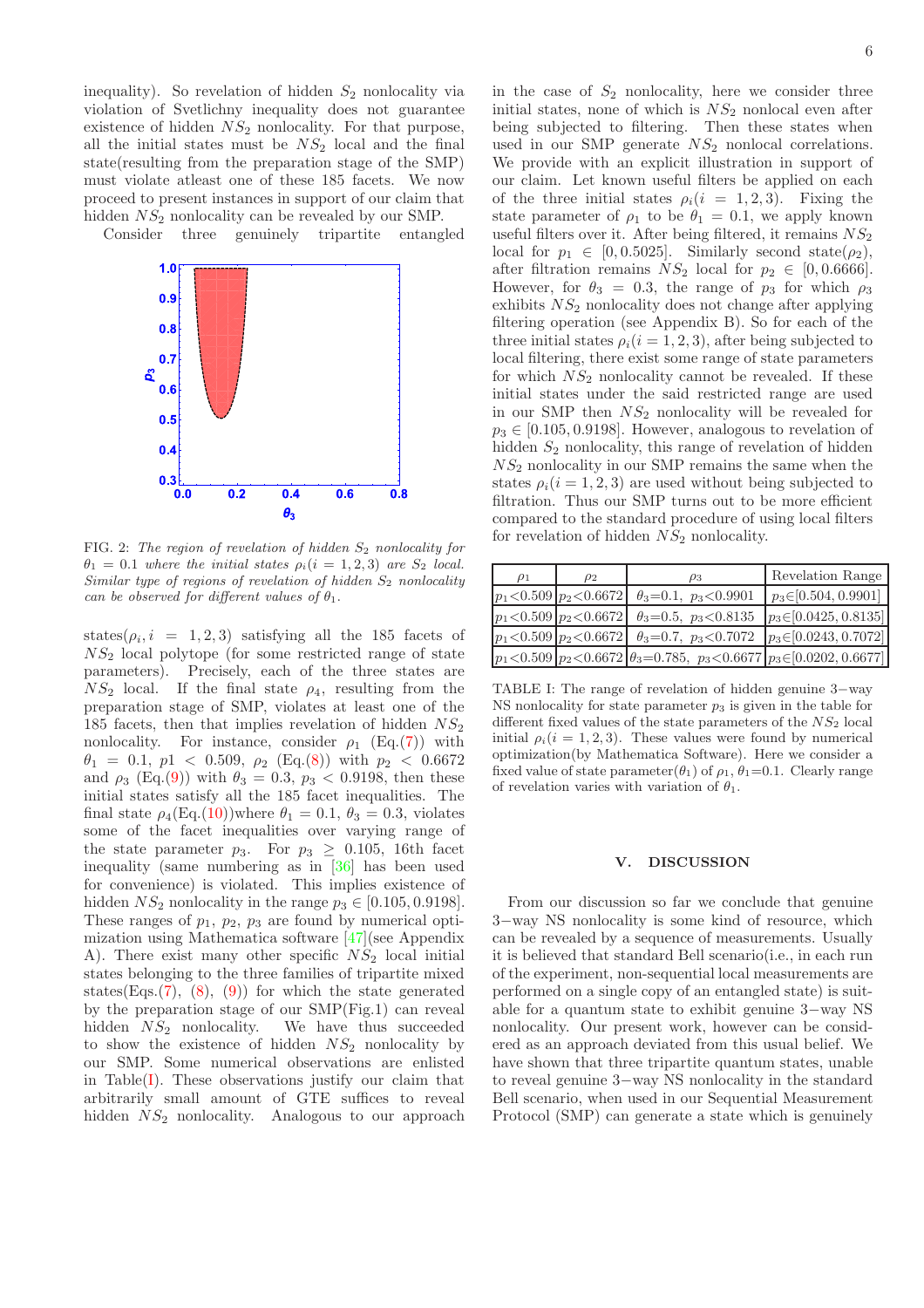inequality). So revelation of hidden $S_2$ nonlocality via violation of Svetlichny inequality does not guarantee existence of hidden $NS_2$ nonlocality. For that purpose, all the initial states must be $NS_2$ local and the final state(resulting from the preparation stage of the SMP) must violate atleast one of these 185 facets. We now proceed to present instances in support of our claim that hidden $NS_2$ nonlocality can be revealed by our SMP.

Consider three genuinely tripartite entangled states($\rho_i, i = 1, 2, 3$) satisfying all the 185 facets of $NS_2$ local polytope (for some restricted range of state parameters). Precisely, each of the three states are $NS_2$ local. If the final state $\rho_4$, resulting from the preparation stage of SMP, violates at least one of the 185 facets, then that implies revelation of hidden $NS_2$ nonlocality. For instance, consider $\rho_1$ (Eq.(7)) with $\theta_1 = 0.1$, $p1 < 0.509$, $\rho_2$ (Eq.(8)) with $p_2 < 0.6672$ and $\rho_3$ (Eq.(9)) with $\theta_3 = 0.3$, $p_3 < 0.9198$, then these initial states satisfy all the 185 facet inequalities. The final state $\rho_4$(Eq.(10))where $\theta_1 = 0.1$, $\theta_3 = 0.3$, violates some of the facet inequalities over varying range of the state parameter $p_3$. For $p_3 \geq 0.105$, 16th facet inequality (same numbering as in [36] has been used for convenience) is violated. This implies existence of hidden $NS_2$ nonlocality in the range $p_3 \in [0.105, 0.9198]$. These ranges of $p_1$, $p_2$, $p_3$ are found by numerical optimization using Mathematica software [47](see Appendix A). There exist many other specific $NS_2$ local initial states belonging to the three families of tripartite mixed states(Eqs.(7), (8), (9)) for which the state generated by the preparation stage of our SMP(Fig.1) can reveal hidden $NS_2$ nonlocality. We have thus succeeded to show the existence of hidden $NS_2$ nonlocality by our SMP. Some numerical observations are enlisted in Table(I). These observations justify our claim that arbitrarily small amount of GTE suffices to reveal hidden $NS_2$ nonlocality. Analogous to our approach in the case of $S_2$ nonlocality, here we consider three initial states, none of which is $NS_2$ nonlocal even after being subjected to filtering. Then these states when used in our SMP generate $NS_2$ nonlocal correlations. We provide with an explicit illustration in support of our claim. Let known useful filters be applied on each of the three initial states $\rho_i(i = 1, 2, 3)$. Fixing the state parameter of $\rho_1$ to be $\theta_1 = 0.1$, we apply known useful filters over it. After being filtered, it remains $NS_2$ local for $p_1 \in [0, 0.5025]$. Similarly second state($\rho_2$), after filtration remains $NS_2$ local for $p_2 \in [0, 0.6666]$. However, for $\theta_3 = 0.3$, the range of $p_3$ for which $\rho_3$ exhibits $NS_2$ nonlocality does not change after applying filtering operation (see Appendix B). So for each of the three initial states $\rho_i(i = 1, 2, 3)$, after being subjected to local filtering, there exist some range of state parameters for which $NS_2$ nonlocality cannot be revealed. If these initial states under the said restricted range are used in our SMP then $NS_2$ nonlocality will be revealed for $p_3 \in [0.105, 0.9198]$. However, analogous to revelation of hidden $S_2$ nonlocality, this range of revelation of hidden $NS_2$ nonlocality in our SMP remains the same when the states $\rho_i(i = 1, 2, 3)$ are used without being subjected to filtration. Thus our SMP turns out to be more efficient compared to the standard procedure of using local filters for revelation of hidden $NS_2$ nonlocality.

FIG. 2: *The region of revelation of hidden $S_2$ nonlocality for $\theta_1 = 0.1$ where the initial states $\rho_i(i = 1, 2, 3)$ are $S_2$ local. Similar type of regions of revelation of hidden $S_2$ nonlocality can be observed for different values of $\theta_1$.*

| $\rho_1$ | $\rho_2$ | $\rho_3$ | Revelation Range |
|---|---|---|---|
| $p_1$<0.509 | $p_2$<0.6672 | $\theta_3$=0.1, $p_3$<0.9901 | $p_3$∈[0.504, 0.9901] |
| $p_1$<0.509 | $p_2$<0.6672 | $\theta_3$=0.5, $p_3$<0.8135 | $p_3$∈[0.0425, 0.8135] |
| $p_1$<0.509 | $p_2$<0.6672 | $\theta_3$=0.7, $p_3$<0.7072 | $p_3$∈[0.0243, 0.7072] |
| $p_1$<0.509 | $p_2$<0.6672 | $\theta_3$=0.785, $p_3$<0.6677 | $p_3$∈[0.0202, 0.6677] |

TABLE I: The range of revelation of hidden genuine 3−way NS nonlocality for state parameter $p_3$ is given in the table for different fixed values of the state parameters of the $NS_2$ local initial $\rho_i(i = 1, 2, 3)$. These values were found by numerical optimization(by Mathematica Software). Here we consider a fixed value of state parameter($\theta_1$) of $\rho_1$, $\theta_1$=0.1. Clearly range of revelation varies with variation of $\theta_1$.

## V. DISCUSSION

From our discussion so far we conclude that genuine 3−way NS nonlocality is some kind of resource, which can be revealed by a sequence of measurements. Usually it is believed that standard Bell scenario(i.e., in each run of the experiment, non-sequential local measurements are performed on a single copy of an entangled state) is suitable for a quantum state to exhibit genuine 3−way NS nonlocality. Our present work, however can be considered as an approach deviated from this usual belief. We have shown that three tripartite quantum states, unable to reveal genuine 3−way NS nonlocality in the standard Bell scenario, when used in our Sequential Measurement Protocol (SMP) can generate a state which is genuinely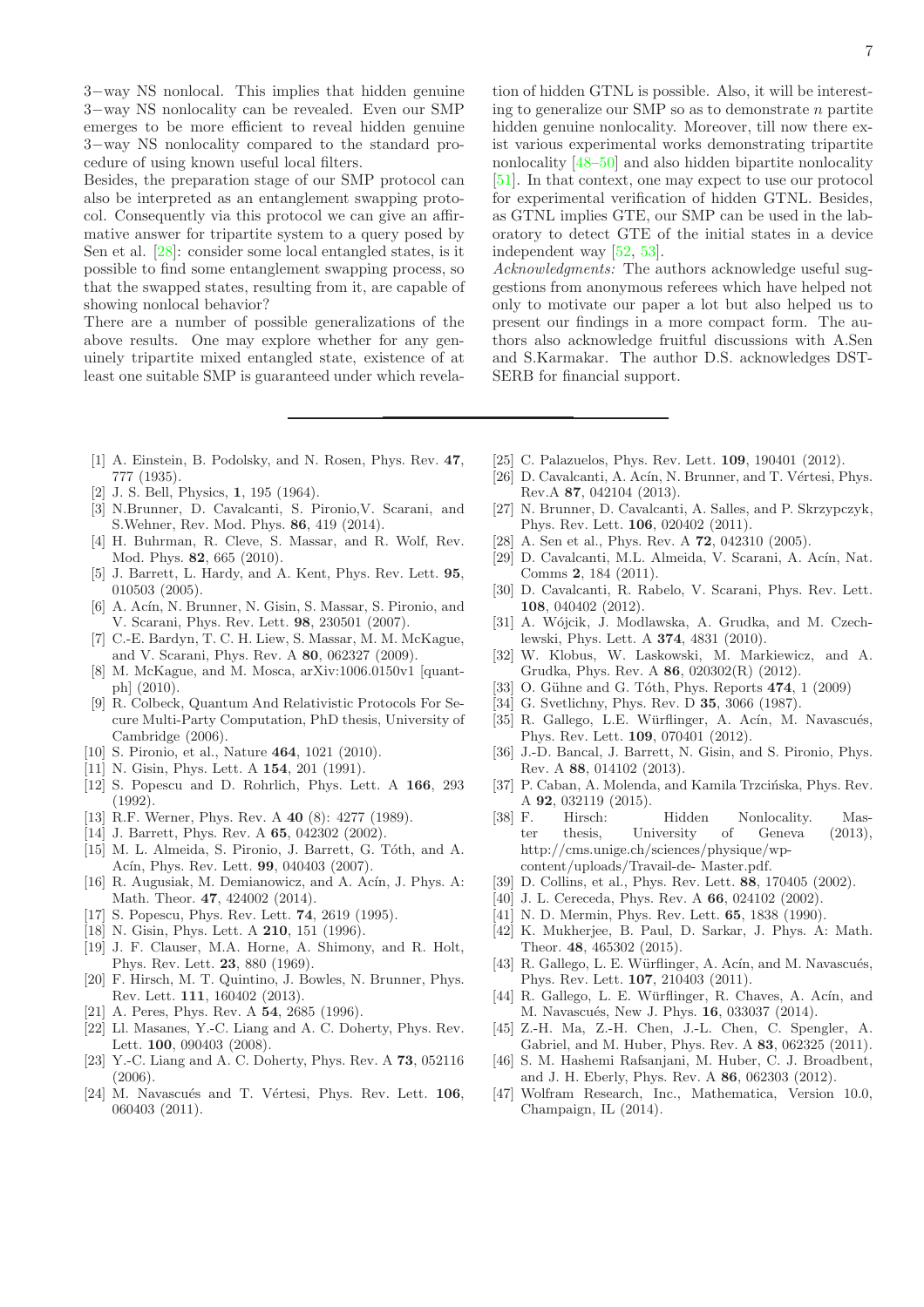3−way NS nonlocal. This implies that hidden genuine 3−way NS nonlocality can be revealed. Even our SMP emerges to be more efficient to reveal hidden genuine 3−way NS nonlocality compared to the standard procedure of using known useful local filters.

Besides, the preparation stage of our SMP protocol can also be interpreted as an entanglement swapping protocol. Consequently via this protocol we can give an affirmative answer for tripartite system to a query posed by Sen et al. [28]: consider some local entangled states, is it possible to find some entanglement swapping process, so that the swapped states, resulting from it, are capable of showing nonlocal behavior?

There are a number of possible generalizations of the above results. One may explore whether for any genuinely tripartite mixed entangled state, existence of at least one suitable SMP is guaranteed under which revelation of hidden GTNL is possible. Also, it will be interesting to generalize our SMP so as to demonstrate $n$ partite hidden genuine nonlocality. Moreover, till now there exist various experimental works demonstrating tripartite nonlocality [48–50] and also hidden bipartite nonlocality [51]. In that context, one may expect to use our protocol for experimental verification of hidden GTNL. Besides, as GTNL implies GTE, our SMP can be used in the laboratory to detect GTE of the initial states in a device independent way [52, 53].

*Acknowledgments:* The authors acknowledge useful suggestions from anonymous referees which have helped not only to motivate our paper a lot but also helped us to present our findings in a more compact form. The authors also acknowledge fruitful discussions with A.Sen and S.Karmakar. The author D.S. acknowledges DST-SERB for financial support.

---

[1] A. Einstein, B. Podolsky, and N. Rosen, Phys. Rev. **47**, 777 (1935).

[2] J. S. Bell, Physics, **1**, 195 (1964).

[3] N.Brunner, D. Cavalcanti, S. Pironio,V. Scarani, and S.Wehner, Rev. Mod. Phys. **86**, 419 (2014).

[4] H. Buhrman, R. Cleve, S. Massar, and R. Wolf, Rev. Mod. Phys. **82**, 665 (2010).

[5] J. Barrett, L. Hardy, and A. Kent, Phys. Rev. Lett. **95**, 010503 (2005).

[6] A. Acín, N. Brunner, N. Gisin, S. Massar, S. Pironio, and V. Scarani, Phys. Rev. Lett. **98**, 230501 (2007).

[7] C.-E. Bardyn, T. C. H. Liew, S. Massar, M. M. McKague, and V. Scarani, Phys. Rev. A **80**, 062327 (2009).

[8] M. McKague, and M. Mosca, arXiv:1006.0150v1 [quant-ph] (2010).

[9] R. Colbeck, Quantum And Relativistic Protocols For Secure Multi-Party Computation, PhD thesis, University of Cambridge (2006).

[10] S. Pironio, et al., Nature **464**, 1021 (2010).

[11] N. Gisin, Phys. Lett. A **154**, 201 (1991).

[12] S. Popescu and D. Rohrlich, Phys. Lett. A **166**, 293 (1992).

[13] R.F. Werner, Phys. Rev. A **40** (8): 4277 (1989).

[14] J. Barrett, Phys. Rev. A **65**, 042302 (2002).

[15] M. L. Almeida, S. Pironio, J. Barrett, G. Tóth, and A. Acín, Phys. Rev. Lett. **99**, 040403 (2007).

[16] R. Augusiak, M. Demianowicz, and A. Acín, J. Phys. A: Math. Theor. **47**, 424002 (2014).

[17] S. Popescu, Phys. Rev. Lett. **74**, 2619 (1995).

[18] N. Gisin, Phys. Lett. A **210**, 151 (1996).

[19] J. F. Clauser, M.A. Horne, A. Shimony, and R. Holt, Phys. Rev. Lett. **23**, 880 (1969).

[20] F. Hirsch, M. T. Quintino, J. Bowles, N. Brunner, Phys. Rev. Lett. **111**, 160402 (2013).

[21] A. Peres, Phys. Rev. A **54**, 2685 (1996).

[22] Ll. Masanes, Y.-C. Liang and A. C. Doherty, Phys. Rev. Lett. **100**, 090403 (2008).

[23] Y.-C. Liang and A. C. Doherty, Phys. Rev. A **73**, 052116 (2006).

[24] M. Navascués and T. Vértesi, Phys. Rev. Lett. **106**, 060403 (2011).

[25] C. Palazuelos, Phys. Rev. Lett. **109**, 190401 (2012).

[26] D. Cavalcanti, A. Acín, N. Brunner, and T. Vértesi, Phys. Rev.A **87**, 042104 (2013).

[27] N. Brunner, D. Cavalcanti, A. Salles, and P. Skrzypczyk, Phys. Rev. Lett. **106**, 020402 (2011).

[28] A. Sen et al., Phys. Rev. A **72**, 042310 (2005).

[29] D. Cavalcanti, M.L. Almeida, V. Scarani, A. Acín, Nat. Comms **2**, 184 (2011).

[30] D. Cavalcanti, R. Rabelo, V. Scarani, Phys. Rev. Lett. **108**, 040402 (2012).

[31] A. Wójcik, J. Modlawska, A. Grudka, and M. Czechlewski, Phys. Lett. A **374**, 4831 (2010).

[32] W. Klobus, W. Laskowski, M. Markiewicz, and A. Grudka, Phys. Rev. A **86**, 020302(R) (2012).

[33] O. Gühne and G. Tóth, Phys. Reports **474**, 1 (2009)

[34] G. Svetlichny, Phys. Rev. D **35**, 3066 (1987).

[35] R. Gallego, L.E. Würflinger, A. Acín, M. Navascués, Phys. Rev. Lett. **109**, 070401 (2012).

[36] J.-D. Bancal, J. Barrett, N. Gisin, and S. Pironio, Phys. Rev. A **88**, 014102 (2013).

[37] P. Caban, A. Molenda, and Kamila Trzcińska, Phys. Rev. A **92**, 032119 (2015).

[38] F. Hirsch: Hidden Nonlocality. Master thesis, University of Geneva (2013), http://cms.unige.ch/sciences/physique/wp-content/uploads/Travail-de- Master.pdf.

[39] D. Collins, et al., Phys. Rev. Lett. **88**, 170405 (2002).

[40] J. L. Cereceda, Phys. Rev. A **66**, 024102 (2002).

[41] N. D. Mermin, Phys. Rev. Lett. **65**, 1838 (1990).

[42] K. Mukherjee, B. Paul, D. Sarkar, J. Phys. A: Math. Theor. **48**, 465302 (2015).

[43] R. Gallego, L. E. Würflinger, A. Acín, and M. Navascués, Phys. Rev. Lett. **107**, 210403 (2011).

[44] R. Gallego, L. E. Würflinger, R. Chaves, A. Acín, and M. Navascués, New J. Phys. **16**, 033037 (2014).

[45] Z.-H. Ma, Z.-H. Chen, J.-L. Chen, C. Spengler, A. Gabriel, and M. Huber, Phys. Rev. A **83**, 062325 (2011).

[46] S. M. Hashemi Rafsanjani, M. Huber, C. J. Broadbent, and J. H. Eberly, Phys. Rev. A **86**, 062303 (2012).

[47] Wolfram Research, Inc., Mathematica, Version 10.0, Champaign, IL (2014).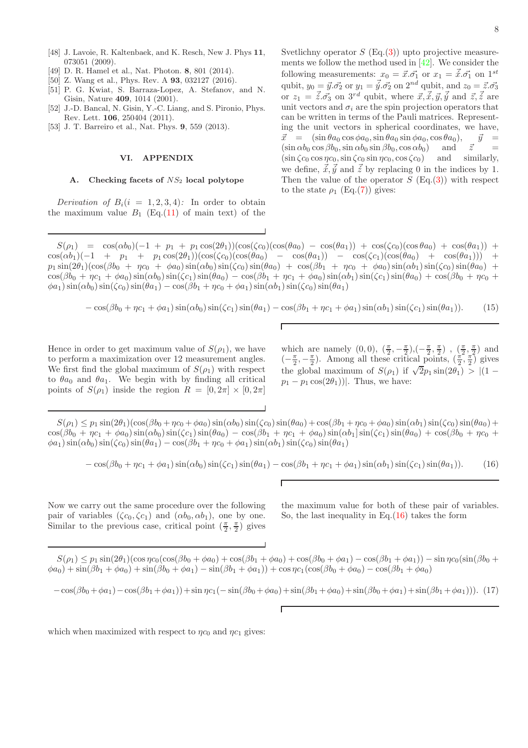[48] J. Lavoie, R. Kaltenbaek, and K. Resch, New J. Phys **11**, 073051 (2009).

[49] D. R. Hamel et al., Nat. Photon. **8**, 801 (2014).

[50] Z. Wang et al., Phys. Rev. A **93**, 032127 (2016).

[51] P. G. Kwiat, S. Barraza-Lopez, A. Stefanov, and N. Gisin, Nature **409**, 1014 (2001).

[52] J.-D. Bancal, N. Gisin, Y.-C. Liang, and S. Pironio, Phys. Rev. Lett. **106**, 250404 (2011).

[53] J. T. Barreiro et al., Nat. Phys. **9**, 559 (2013).

## VI. APPENDIX

### A. Checking facets of $NS_2$ local polytope

*Derivation of* $B_i (i = 1, 2, 3, 4)$*:* In order to obtain the maximum value $B_1$ (Eq.(11) of main text) of the Svetlichny operator $S$ (Eq.(3)) upto projective measurements we follow the method used in [42]. We consider the following measurements: $x_0 = \vec{x}.\vec{\sigma_1}$ or $x_1 = \vec{\acute{x}}.\vec{\sigma_1}$ on $1^{st}$ qubit, $y_0 = \vec{y}.\vec{\sigma_2}$ or $y_1 = \vec{\acute{y}}.\vec{\sigma_2}$ on $2^{nd}$ qubit, and $z_0 = \vec{z}.\vec{\sigma_3}$ or $z_1 = \vec{\acute{z}}.\vec{\sigma_3}$ on $3^{rd}$ qubit, where $\vec{x}, \vec{\acute{x}}, \vec{y}, \vec{\acute{y}}$ and $\vec{z}, \vec{\acute{z}}$ are unit vectors and $\sigma_i$ are the spin projection operators that can be written in terms of the Pauli matrices. Representing the unit vectors in spherical coordinates, we have, $\vec{x} = (\sin\theta a_0 \cos\phi a_0, \sin\theta a_0 \sin\phi a_0, \cos\theta a_0)$, $\vec{y} = (\sin\alpha b_0 \cos\beta b_0, \sin\alpha b_0 \sin\beta b_0, \cos\alpha b_0)$ and $\vec{z} = (\sin\zeta c_0 \cos\eta c_0, \sin\zeta c_0 \sin\eta c_0, \cos\zeta c_0)$ and similarly, we define, $\vec{\acute{x}}, \vec{\acute{y}}$ and $\vec{\acute{z}}$ by replacing 0 in the indices by 1. Then the value of the operator $S$ (Eq.(3)) with respect to the state $\rho_1$ (Eq.(7)) gives:

$$
\begin{aligned}
S(\rho_1) = {} & \cos(\alpha b_0)(-1 + p_1 + p_1\cos(2\theta_1))(\cos(\zeta c_0)(\cos(\theta a_0) - \cos(\theta a_1)) + \cos(\zeta c_0)(\cos\theta a_0) + \cos(\theta a_1)) + \\
& \cos(\alpha b_1)(-1 + p_1 + p_1\cos(2\theta_1))(\cos(\zeta c_0)(\cos(\theta a_0) - \cos(\zeta c_1)(\cos(\theta a_0) + \cos(\theta a_1))) + \\
& p_1\sin(2\theta_1)(\cos(\beta b_0 + \eta c_0 + \phi a_0)\sin(\alpha b_0)\sin(\zeta c_0)\sin(\theta a_0) + \cos(\beta b_1 + \eta c_0 + \phi a_0)\sin(\alpha b_1)\sin(\zeta c_0)\sin(\theta a_0) + \\
& \cos(\beta b_0 + \eta c_1 + \phi a_0)\sin(\alpha b_0)\sin(\zeta c_1)\sin(\theta a_0) - \cos(\beta b_1 + \eta c_1 + \phi a_0)\sin(\alpha b_1)\sin(\zeta c_1)\sin(\theta a_0) + \cos(\beta b_0 + \eta c_0 + \\
& \phi a_1)\sin(\alpha b_0)\sin(\zeta c_0)\sin(\theta a_1) - \cos(\beta b_1 + \eta c_0 + \phi a_1)\sin(\alpha b_1)\sin(\zeta c_0)\sin(\theta a_1) \\
& - \cos(\beta b_0 + \eta c_1 + \phi a_1)\sin(\alpha b_0)\sin(\zeta c_1)\sin(\theta a_1) - \cos(\beta b_1 + \eta c_1 + \phi a_1)\sin(\alpha b_1)\sin(\zeta c_1)\sin(\theta a_1)).
\end{aligned} \tag{15}
$$

Hence in order to get maximum value of $S(\rho_1)$, we have to perform a maximization over 12 measurement angles. We first find the global maximum of $S(\rho_1)$ with respect to $\theta a_0$ and $\theta a_1$. We begin with by finding all critical points of $S(\rho_1)$ inside the region $R = [0, 2\pi] \times [0, 2\pi]$ which are namely $(0,0)$, $(\frac{\pi}{2}, -\frac{\pi}{2})$, $(-\frac{\pi}{2}, \frac{\pi}{2})$ , $(\frac{\pi}{2}, \frac{\pi}{2})$ and $(-\frac{\pi}{2}, -\frac{\pi}{2})$. Among all these critical points, $(\frac{\pi}{2}, \frac{\pi}{2})$ gives the global maximum of $S(\rho_1)$ if $\sqrt{2}p_1\sin(2\theta_1) > |(1 - p_1 - p_1\cos(2\theta_1))|$. Thus, we have:

$$
\begin{aligned}
S(\rho_1) \leq {} & p_1\sin(2\theta_1)(\cos(\beta b_0 + \eta c_0 + \phi a_0)\sin(\alpha b_0)\sin(\zeta c_0)\sin(\theta a_0) + \cos(\beta b_1 + \eta c_0 + \phi a_0)\sin(\alpha b_1)\sin(\zeta c_0)\sin(\theta a_0) + \\
& \cos(\beta b_0 + \eta c_1 + \phi a_0)\sin(\alpha b_0)\sin(\zeta c_1)\sin(\theta a_0) - \cos(\beta b_1 + \eta c_1 + \phi a_0)\sin(\alpha b_1]\sin(\zeta c_1)\sin(\theta a_0) + \cos(\beta b_0 + \eta c_0 + \\
& \phi a_1)\sin(\alpha b_0)\sin(\zeta c_0)\sin(\theta a_1) - \cos(\beta b_1 + \eta c_0 + \phi a_1)\sin(\alpha b_1)\sin(\zeta c_0)\sin(\theta a_1) \\
& - \cos(\beta b_0 + \eta c_1 + \phi a_1)\sin(\alpha b_0)\sin(\zeta c_1)\sin(\theta a_1) - \cos(\beta b_1 + \eta c_1 + \phi a_1)\sin(\alpha b_1)\sin(\zeta c_1)\sin(\theta a_1)).
\end{aligned} \tag{16}
$$

Now we carry out the same procedure over the following pair of variables $(\zeta c_0, \zeta c_1)$ and $(\alpha b_0, \alpha b_1)$, one by one. Similar to the previous case, critical point $(\frac{\pi}{2}, \frac{\pi}{2})$ gives the maximum value for both of these pair of variables. So, the last inequality in Eq.(16) takes the form

$$
\begin{aligned}
S(\rho_1) \leq {} & p_1\sin(2\theta_1)(\cos\eta c_0(\cos(\beta b_0 + \phi a_0) + \cos(\beta b_1 + \phi a_0) + \cos(\beta b_0 + \phi a_1) - \cos(\beta b_1 + \phi a_1)) - \sin\eta c_0(\sin(\beta b_0 + \\
& \phi a_0) + \sin(\beta b_1 + \phi a_0) + \sin(\beta b_0 + \phi a_1) - \sin(\beta b_1 + \phi a_1)) + \cos\eta c_1(\cos(\beta b_0 + \phi a_0) - \cos(\beta b_1 + \phi a_0) \\
& - \cos(\beta b_0 + \phi a_1) - \cos(\beta b_1 + \phi a_1)) + \sin\eta c_1(-\sin(\beta b_0 + \phi a_0) + \sin(\beta b_1 + \phi a_0) + \sin(\beta b_0 + \phi a_1) + \sin(\beta b_1 + \phi a_1))).
\end{aligned} \tag{17}
$$

which when maximized with respect to $\eta c_0$ and $\eta c_1$ gives: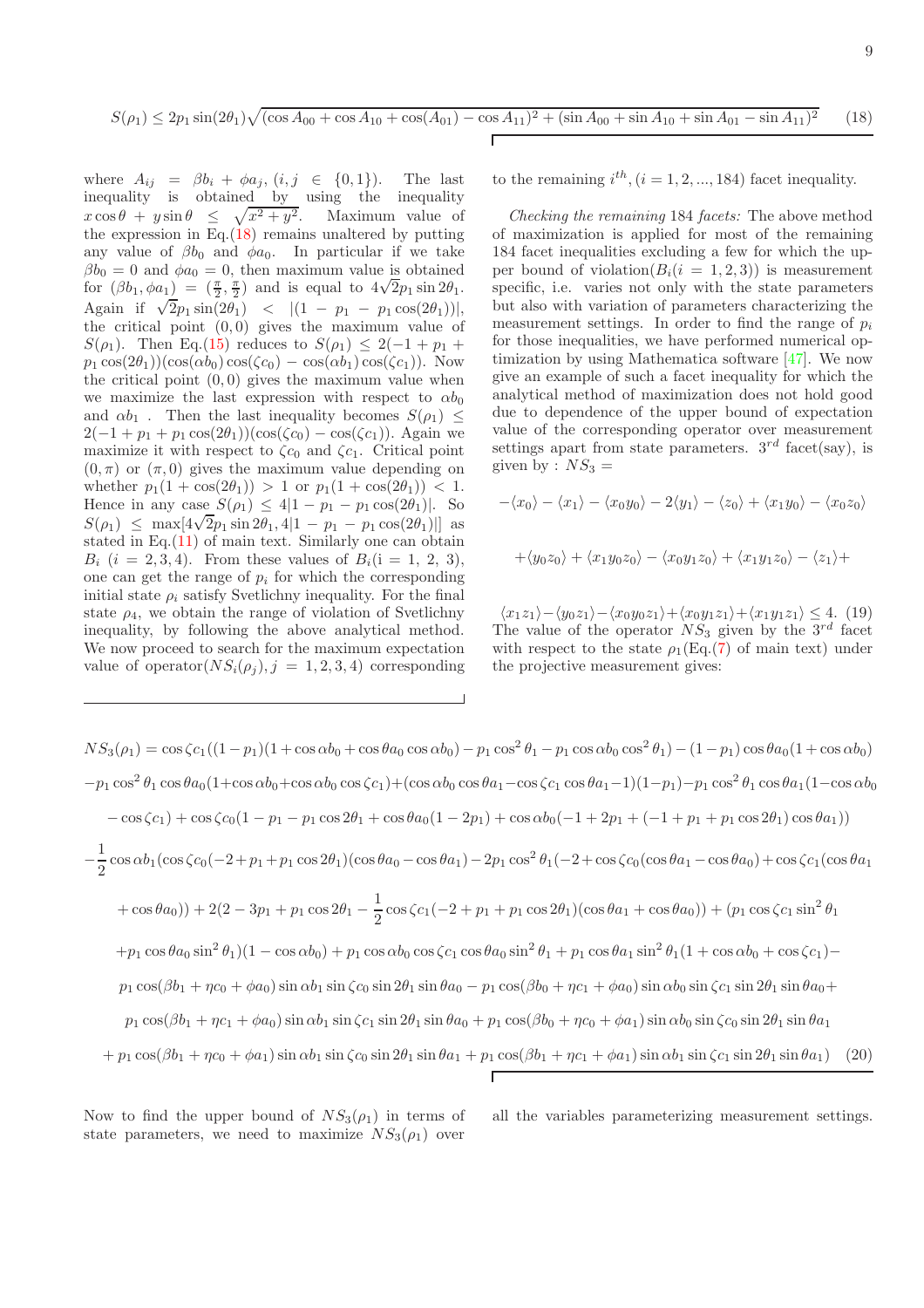$$S(\rho_1) \leq 2p_1\sin(2\theta_1)\sqrt{(\cos A_{00}+\cos A_{10}+\cos(A_{01})-\cos A_{11})^2+(\sin A_{00}+\sin A_{10}+\sin A_{01}-\sin A_{11})^2} \quad (18)$$

where $A_{ij} = \beta b_i + \phi a_j, (i,j \in \{0,1\})$. The last inequality is obtained by using the inequality $x\cos\theta + y\sin\theta \leq \sqrt{x^2+y^2}$. Maximum value of the expression in Eq.(18) remains unaltered by putting any value of $\beta b_0$ and $\phi a_0$. In particular if we take $\beta b_0 = 0$ and $\phi a_0 = 0$, then maximum value is obtained for $(\beta b_1, \phi a_1) = (\frac{\pi}{2}, \frac{\pi}{2})$ and is equal to $4\sqrt{2}p_1\sin 2\theta_1$. Again if $\sqrt{2}p_1\sin(2\theta_1) < |(1-p_1-p_1\cos(2\theta_1))|$, the critical point $(0,0)$ gives the maximum value of $S(\rho_1)$. Then Eq.(15) reduces to $S(\rho_1) \leq 2(-1+p_1+p_1\cos(2\theta_1))(\cos(\alpha b_0)\cos(\zeta c_0) - \cos(\alpha b_1)\cos(\zeta c_1))$. Now the critical point $(0,0)$ gives the maximum value when we maximize the last expression with respect to $\alpha b_0$ and $\alpha b_1$. Then the last inequality becomes $S(\rho_1) \leq 2(-1+p_1+p_1\cos(2\theta_1))(\cos(\zeta c_0) - \cos(\zeta c_1))$. Again we maximize it with respect to $\zeta c_0$ and $\zeta c_1$. Critical point $(0,\pi)$ or $(\pi,0)$ gives the maximum value depending on whether $p_1(1+\cos(2\theta_1)) > 1$ or $p_1(1+\cos(2\theta_1)) < 1$. Hence in any case $S(\rho_1) \leq 4|1-p_1-p_1\cos(2\theta_1)|$. So $S(\rho_1) \leq \max[4\sqrt{2}p_1\sin 2\theta_1, 4|1-p_1-p_1\cos(2\theta_1)|]$ as stated in Eq.(11) of main text. Similarly one can obtain $B_i$ $(i = 2,3,4)$. From these values of $B_i(\mathrm{i} = 1,\ 2,\ 3)$, one can get the range of $p_i$ for which the corresponding initial state $\rho_i$ satisfy Svetlichny inequality. For the final state $\rho_4$, we obtain the range of violation of Svetlichny inequality, by following the above analytical method. We now proceed to search for the maximum expectation value of operator$(NS_i(\rho_j), j = 1,2,3,4)$ corresponding to the remaining $i^{th}, (i = 1,2,...,184)$ facet inequality.

*Checking the remaining* 184 *facets:* The above method of maximization is applied for most of the remaining 184 facet inequalities excluding a few for which the upper bound of violation$(B_i(i = 1,2,3))$ is measurement specific, i.e. varies not only with the state parameters but also with variation of parameters characterizing the measurement settings. In order to find the range of $p_i$ for those inequalities, we have performed numerical optimization by using Mathematica software [47]. We now give an example of such a facet inequality for which the analytical method of maximization does not hold good due to dependence of the upper bound of expectation value of the corresponding operator over measurement settings apart from state parameters. $3^{rd}$ facet(say), is given by : $NS_3 =$

$$-\langle x_0\rangle - \langle x_1\rangle - \langle x_0y_0\rangle - 2\langle y_1\rangle - \langle z_0\rangle + \langle x_1y_0\rangle - \langle x_0z_0\rangle$$

$$+\langle y_0z_0\rangle + \langle x_1y_0z_0\rangle - \langle x_0y_1z_0\rangle + \langle x_1y_1z_0\rangle - \langle z_1\rangle +$$

$$\langle x_1z_1\rangle - \langle y_0z_1\rangle - \langle x_0y_0z_1\rangle + \langle x_0y_1z_1\rangle + \langle x_1y_1z_1\rangle \leq 4. \quad (19)$$

The value of the operator $NS_3$ given by the $3^{rd}$ facet with respect to the state $\rho_1$(Eq.(7) of main text) under the projective measurement gives:

$$\begin{aligned}
NS_3(\rho_1) &= \cos\zeta c_1((1-p_1)(1+\cos\alpha b_0+\cos\theta a_0\cos\alpha b_0) - p_1\cos^2\theta_1 - p_1\cos\alpha b_0\cos^2\theta_1) - (1-p_1)\cos\theta a_0(1+\cos\alpha b_0)\\
&-p_1\cos^2\theta_1\cos\theta a_0(1+\cos\alpha b_0+\cos\alpha b_0\cos\zeta c_1) + (\cos\alpha b_0\cos\theta a_1 - \cos\zeta c_1\cos\theta a_1 - 1)(1-p_1) - p_1\cos^2\theta_1\cos\theta a_1(1-\cos\alpha b_0\\
&-\cos\zeta c_1) + \cos\zeta c_0(1-p_1-p_1\cos 2\theta_1 + \cos\theta a_0(1-2p_1) + \cos\alpha b_0(-1+2p_1+(-1+p_1+p_1\cos 2\theta_1)\cos\theta a_1))\\
&-\frac{1}{2}\cos\alpha b_1(\cos\zeta c_0(-2+p_1+p_1\cos 2\theta_1)(\cos\theta a_0 - \cos\theta a_1) - 2p_1\cos^2\theta_1(-2+\cos\zeta c_0(\cos\theta a_1 - \cos\theta a_0) + \cos\zeta c_1(\cos\theta a_1\\
&+\cos\theta a_0)) + 2(2-3p_1+p_1\cos 2\theta_1 - \frac{1}{2}\cos\zeta c_1(-2+p_1+p_1\cos 2\theta_1)(\cos\theta a_1+\cos\theta a_0)) + (p_1\cos\zeta c_1\sin^2\theta_1\\
&+p_1\cos\theta a_0\sin^2\theta_1)(1-\cos\alpha b_0) + p_1\cos\alpha b_0\cos\zeta c_1\cos\theta a_0\sin^2\theta_1 + p_1\cos\theta a_1\sin^2\theta_1(1+\cos\alpha b_0+\cos\zeta c_1) -\\
&p_1\cos(\beta b_1+\eta c_0+\phi a_0)\sin\alpha b_1\sin\zeta c_0\sin 2\theta_1\sin\theta a_0 - p_1\cos(\beta b_0+\eta c_1+\phi a_0)\sin\alpha b_0\sin\zeta c_1\sin 2\theta_1\sin\theta a_0 +\\
&p_1\cos(\beta b_1+\eta c_1+\phi a_0)\sin\alpha b_1\sin\zeta c_1\sin 2\theta_1\sin\theta a_0 + p_1\cos(\beta b_0+\eta c_0+\phi a_1)\sin\alpha b_0\sin\zeta c_0\sin 2\theta_1\sin\theta a_1\\
&+p_1\cos(\beta b_1+\eta c_0+\phi a_1)\sin\alpha b_1\sin\zeta c_0\sin 2\theta_1\sin\theta a_1 + p_1\cos(\beta b_1+\eta c_1+\phi a_1)\sin\alpha b_1\sin\zeta c_1\sin 2\theta_1\sin\theta a_1) \quad (20)
\end{aligned}$$

Now to find the upper bound of $NS_3(\rho_1)$ in terms of state parameters, we need to maximize $NS_3(\rho_1)$ over all the variables parameterizing measurement settings.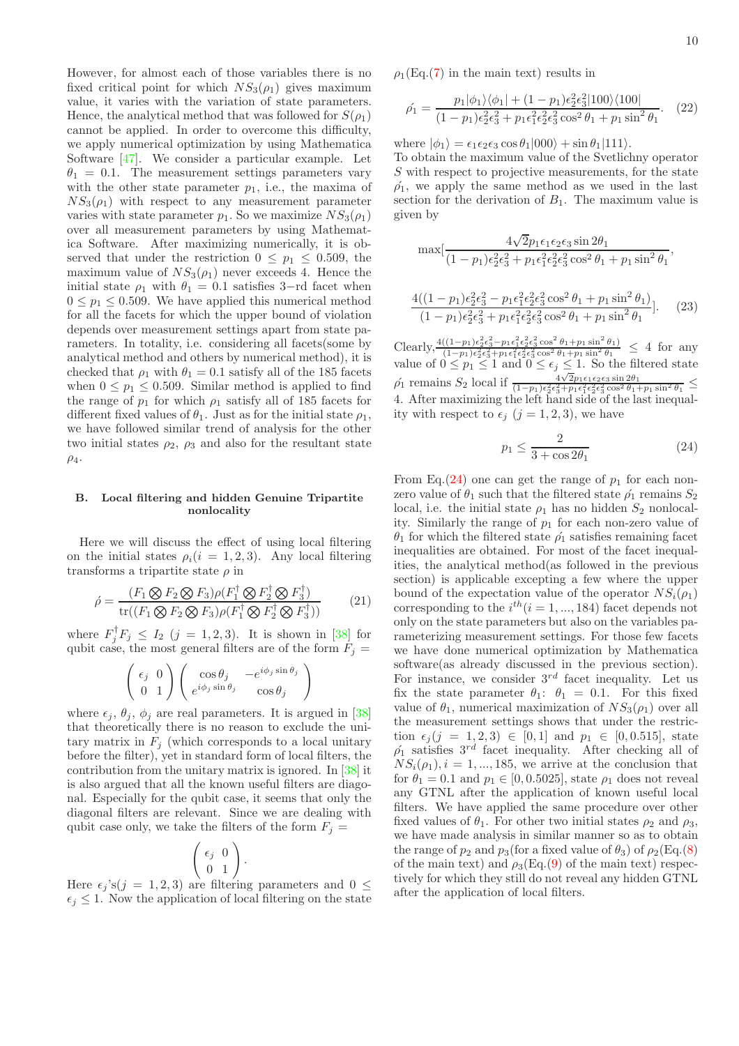However, for almost each of those variables there is no fixed critical point for which $NS_3(\rho_1)$ gives maximum value, it varies with the variation of state parameters. Hence, the analytical method that was followed for $S(\rho_1)$ cannot be applied. In order to overcome this difficulty, we apply numerical optimization by using Mathematica Software [47]. We consider a particular example. Let $\theta_1 = 0.1$. The measurement settings parameters vary with the other state parameter $p_1$, i.e., the maxima of $NS_3(\rho_1)$ with respect to any measurement parameter varies with state parameter $p_1$. So we maximize $NS_3(\rho_1)$ over all measurement parameters by using Mathematica Software. After maximizing numerically, it is observed that under the restriction $0 \leq p_1 \leq 0.509$, the maximum value of $NS_3(\rho_1)$ never exceeds 4. Hence the initial state $\rho_1$ with $\theta_1 = 0.1$ satisfies 3−rd facet when $0 \leq p_1 \leq 0.509$. We have applied this numerical method for all the facets for which the upper bound of violation depends over measurement settings apart from state parameters. In totality, i.e. considering all facets(some by analytical method and others by numerical method), it is checked that $\rho_1$ with $\theta_1 = 0.1$ satisfy all of the 185 facets when $0 \leq p_1 \leq 0.509$. Similar method is applied to find the range of $p_1$ for which $\rho_1$ satisfy all of 185 facets for different fixed values of $\theta_1$. Just as for the initial state $\rho_1$, we have followed similar trend of analysis for the other two initial states $\rho_2$, $\rho_3$ and also for the resultant state $\rho_4$.

### B. Local filtering and hidden Genuine Tripartite nonlocality

Here we will discuss the effect of using local filtering on the initial states $\rho_i (i = 1, 2, 3)$. Any local filtering transforms a tripartite state $\rho$ in

$$\acute{\rho} = \frac{(F_1 \bigotimes F_2 \bigotimes F_3)\rho(F_1^\dagger \bigotimes F_2^\dagger \bigotimes F_3^\dagger)}{\mathrm{tr}((F_1 \bigotimes F_2 \bigotimes F_3)\rho(F_1^\dagger \bigotimes F_2^\dagger \bigotimes F_3^\dagger))} \tag{21}$$

where $F_j^\dagger F_j \leq I_2$ $(j = 1, 2, 3)$. It is shown in [38] for qubit case, the most general filters are of the form $F_j =$

$$\begin{pmatrix} \epsilon_j & 0 \\ 0 & 1 \end{pmatrix} \begin{pmatrix} \cos\theta_j & -e^{i\phi_j \sin\theta_j} \\ e^{i\phi_j \sin\theta_j} & \cos\theta_j \end{pmatrix}$$

where $\epsilon_j$, $\theta_j$, $\phi_j$ are real parameters. It is argued in [38] that theoretically there is no reason to exclude the unitary matrix in $F_j$ (which corresponds to a local unitary before the filter), yet in standard form of local filters, the contribution from the unitary matrix is ignored. In [38] it is also argued that all the known useful filters are diagonal. Especially for the qubit case, it seems that only the diagonal filters are relevant. Since we are dealing with qubit case only, we take the filters of the form $F_j =$

$$\begin{pmatrix} \epsilon_j & 0 \\ 0 & 1 \end{pmatrix}.$$

Here $\epsilon_j$'s$(j = 1, 2, 3)$ are filtering parameters and $0 \leq \epsilon_j \leq 1$. Now the application of local filtering on the state $\rho_1$(Eq.(7) in the main text) results in

$$\acute{\rho_1} = \frac{p_1|\phi_1\rangle\langle\phi_1| + (1-p_1)\epsilon_2^2\epsilon_3^2|100\rangle\langle 100|}{(1-p_1)\epsilon_2^2\epsilon_3^2 + p_1\epsilon_1^2\epsilon_2^2\epsilon_3^2\cos^2\theta_1 + p_1\sin^2\theta_1}. \tag{22}$$

where $|\phi_1\rangle = \epsilon_1\epsilon_2\epsilon_3\cos\theta_1|000\rangle + \sin\theta_1|111\rangle$.
To obtain the maximum value of the Svetlichny operator $S$ with respect to projective measurements, for the state $\acute{\rho_1}$, we apply the same method as we used in the last section for the derivation of $B_1$. The maximum value is given by

$$\max[\frac{4\sqrt{2}p_1\epsilon_1\epsilon_2\epsilon_3\sin 2\theta_1}{(1-p_1)\epsilon_2^2\epsilon_3^2 + p_1\epsilon_1^2\epsilon_2^2\epsilon_3^2\cos^2\theta_1 + p_1\sin^2\theta_1},$$

$$\frac{4((1-p_1)\epsilon_2^2\epsilon_3^2 - p_1\epsilon_1^2\epsilon_2^2\epsilon_3^2\cos^2\theta_1 + p_1\sin^2\theta_1)}{(1-p_1)\epsilon_2^2\epsilon_3^2 + p_1\epsilon_1^2\epsilon_2^2\epsilon_3^2\cos^2\theta_1 + p_1\sin^2\theta_1}]. \tag{23}$$

Clearly, $\frac{4((1-p_1)\epsilon_2^2\epsilon_3^2 - p_1\epsilon_1^2\epsilon_2^2\epsilon_3^2\cos^2\theta_1 + p_1\sin^2\theta_1)}{(1-p_1)\epsilon_2^2\epsilon_3^2 + p_1\epsilon_1^2\epsilon_2^2\epsilon_3^2\cos^2\theta_1 + p_1\sin^2\theta_1} \leq 4$ for any value of $0 \leq p_1 \leq 1$ and $0 \leq \epsilon_j \leq 1$. So the filtered state $\acute{\rho_1}$ remains $S_2$ local if $\frac{4\sqrt{2}p_1\epsilon_1\epsilon_2\epsilon_3\sin 2\theta_1}{(1-p_1)\epsilon_2^2\epsilon_3^2 + p_1\epsilon_1^2\epsilon_2^2\epsilon_3^2\cos^2\theta_1 + p_1\sin^2\theta_1} \leq 4$. After maximizing the left hand side of the last inequality with respect to $\epsilon_j$ $(j = 1, 2, 3)$, we have

$$p_1 \leq \frac{2}{3 + \cos 2\theta_1} \tag{24}$$

From Eq.(24) one can get the range of $p_1$ for each non-zero value of $\theta_1$ such that the filtered state $\acute{\rho_1}$ remains $S_2$ local, i.e. the initial state $\rho_1$ has no hidden $S_2$ nonlocality. Similarly the range of $p_1$ for each non-zero value of $\theta_1$ for which the filtered state $\acute{\rho_1}$ satisfies remaining facet inequalities are obtained. For most of the facet inequalities, the analytical method(as followed in the previous section) is applicable excepting a few where the upper bound of the expectation value of the operator $NS_i(\rho_1)$ corresponding to the $i^{th}(i = 1, ..., 184)$ facet depends not only on the state parameters but also on the variables parameterizing measurement settings. For those few facets we have done numerical optimization by Mathematica software(as already discussed in the previous section). For instance, we consider $3^{rd}$ facet inequality. Let us fix the state parameter $\theta_1$: $\theta_1 = 0.1$. For this fixed value of $\theta_1$, numerical maximization of $NS_3(\rho_1)$ over all the measurement settings shows that under the restriction $\epsilon_j (j = 1, 2, 3) \in [0, 1]$ and $p_1 \in [0, 0.515]$, state $\acute{\rho_1}$ satisfies $3^{rd}$ facet inequality. After checking all of $NS_i(\rho_1), i = 1, ..., 185$, we arrive at the conclusion that for $\theta_1 = 0.1$ and $p_1 \in [0, 0.5025]$, state $\rho_1$ does not reveal any GTNL after the application of known useful local filters. We have applied the same procedure over other fixed values of $\theta_1$. For other two initial states $\rho_2$ and $\rho_3$, we have made analysis in similar manner so as to obtain the range of $p_2$ and $p_3$(for a fixed value of $\theta_3$) of $\rho_2$(Eq.(8) of the main text) and $\rho_3$(Eq.(9) of the main text) respectively for which they still do not reveal any hidden GTNL after the application of local filters.